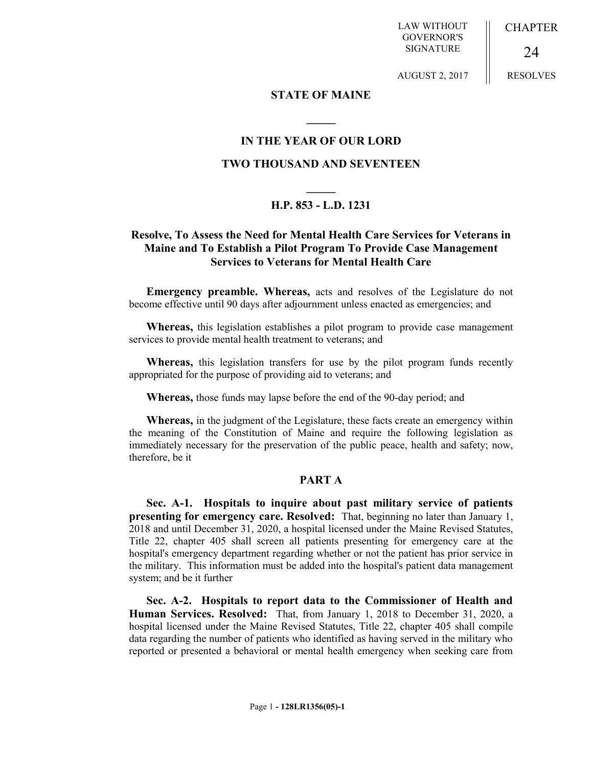LAW WITHOUT GOVERNOR'S SIGNATURE

AUGUST 2, 2017

CHAPTER

24

RESOLVES

**STATE OF MAINE**

**IN THE YEAR OF OUR LORD**

**TWO THOUSAND AND SEVENTEEN**

**H.P. 853 - L.D. 1231**

**Resolve, To Assess the Need for Mental Health Care Services for Veterans in Maine and To Establish a Pilot Program To Provide Case Management Services to Veterans for Mental Health Care**

**Emergency preamble. Whereas,** acts and resolves of the Legislature do not become effective until 90 days after adjournment unless enacted as emergencies; and

**Whereas,** this legislation establishes a pilot program to provide case management services to provide mental health treatment to veterans; and

**Whereas,** this legislation transfers for use by the pilot program funds recently appropriated for the purpose of providing aid to veterans; and

**Whereas,** those funds may lapse before the end of the 90-day period; and

**Whereas,** in the judgment of the Legislature, these facts create an emergency within the meaning of the Constitution of Maine and require the following legislation as immediately necessary for the preservation of the public peace, health and safety; now, therefore, be it

**PART A**

**Sec. A-1. Hospitals to inquire about past military service of patients presenting for emergency care. Resolved:** That, beginning no later than January 1, 2018 and until December 31, 2020, a hospital licensed under the Maine Revised Statutes, Title 22, chapter 405 shall screen all patients presenting for emergency care at the hospital's emergency department regarding whether or not the patient has prior service in the military. This information must be added into the hospital's patient data management system; and be it further

**Sec. A-2. Hospitals to report data to the Commissioner of Health and Human Services. Resolved:** That, from January 1, 2018 to December 31, 2020, a hospital licensed under the Maine Revised Statutes, Title 22, chapter 405 shall compile data regarding the number of patients who identified as having served in the military who reported or presented a behavioral or mental health emergency when seeking care from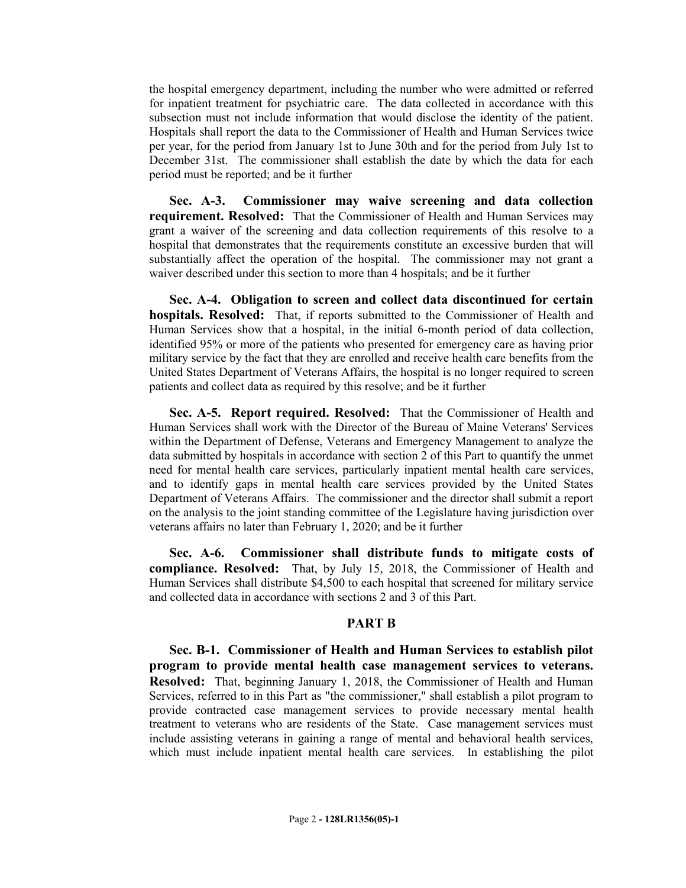the hospital emergency department, including the number who were admitted or referred for inpatient treatment for psychiatric care. The data collected in accordance with this subsection must not include information that would disclose the identity of the patient. Hospitals shall report the data to the Commissioner of Health and Human Services twice per year, for the period from January 1st to June 30th and for the period from July 1st to December 31st. The commissioner shall establish the date by which the data for each period must be reported; and be it further

**Sec. A-3. Commissioner may waive screening and data collection requirement. Resolved:** That the Commissioner of Health and Human Services may grant a waiver of the screening and data collection requirements of this resolve to a hospital that demonstrates that the requirements constitute an excessive burden that will substantially affect the operation of the hospital. The commissioner may not grant a waiver described under this section to more than 4 hospitals; and be it further

**Sec. A-4. Obligation to screen and collect data discontinued for certain hospitals. Resolved:** That, if reports submitted to the Commissioner of Health and Human Services show that a hospital, in the initial 6-month period of data collection, identified 95% or more of the patients who presented for emergency care as having prior military service by the fact that they are enrolled and receive health care benefits from the United States Department of Veterans Affairs, the hospital is no longer required to screen patients and collect data as required by this resolve; and be it further

**Sec. A-5. Report required. Resolved:** That the Commissioner of Health and Human Services shall work with the Director of the Bureau of Maine Veterans' Services within the Department of Defense, Veterans and Emergency Management to analyze the data submitted by hospitals in accordance with section 2 of this Part to quantify the unmet need for mental health care services, particularly inpatient mental health care services, and to identify gaps in mental health care services provided by the United States Department of Veterans Affairs. The commissioner and the director shall submit a report on the analysis to the joint standing committee of the Legislature having jurisdiction over veterans affairs no later than February 1, 2020; and be it further

**Sec. A-6. Commissioner shall distribute funds to mitigate costs of compliance. Resolved:** That, by July 15, 2018, the Commissioner of Health and Human Services shall distribute $4,500 to each hospital that screened for military service and collected data in accordance with sections 2 and 3 of this Part.

## PART B

**Sec. B-1. Commissioner of Health and Human Services to establish pilot program to provide mental health case management services to veterans. Resolved:** That, beginning January 1, 2018, the Commissioner of Health and Human Services, referred to in this Part as "the commissioner," shall establish a pilot program to provide contracted case management services to provide necessary mental health treatment to veterans who are residents of the State. Case management services must include assisting veterans in gaining a range of mental and behavioral health services, which must include inpatient mental health care services. In establishing the pilot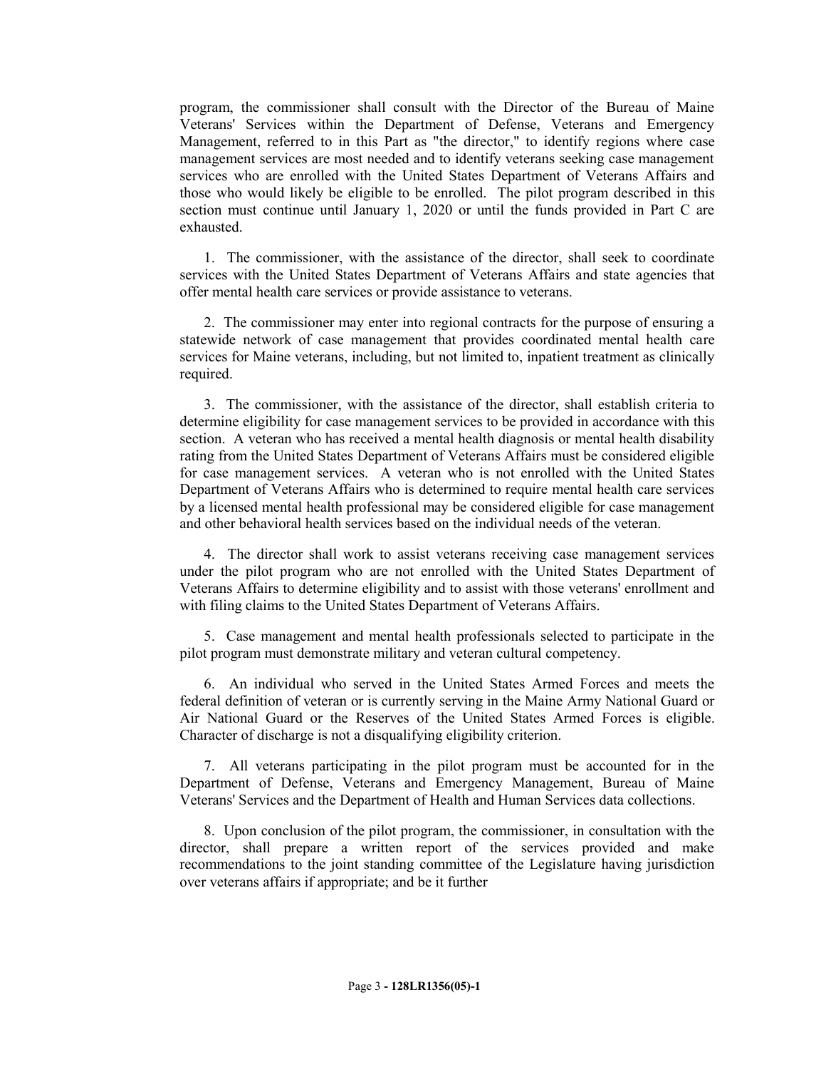program, the commissioner shall consult with the Director of the Bureau of Maine Veterans' Services within the Department of Defense, Veterans and Emergency Management, referred to in this Part as "the director," to identify regions where case management services are most needed and to identify veterans seeking case management services who are enrolled with the United States Department of Veterans Affairs and those who would likely be eligible to be enrolled. The pilot program described in this section must continue until January 1, 2020 or until the funds provided in Part C are exhausted.

1. The commissioner, with the assistance of the director, shall seek to coordinate services with the United States Department of Veterans Affairs and state agencies that offer mental health care services or provide assistance to veterans.

2. The commissioner may enter into regional contracts for the purpose of ensuring a statewide network of case management that provides coordinated mental health care services for Maine veterans, including, but not limited to, inpatient treatment as clinically required.

3. The commissioner, with the assistance of the director, shall establish criteria to determine eligibility for case management services to be provided in accordance with this section. A veteran who has received a mental health diagnosis or mental health disability rating from the United States Department of Veterans Affairs must be considered eligible for case management services. A veteran who is not enrolled with the United States Department of Veterans Affairs who is determined to require mental health care services by a licensed mental health professional may be considered eligible for case management and other behavioral health services based on the individual needs of the veteran.

4. The director shall work to assist veterans receiving case management services under the pilot program who are not enrolled with the United States Department of Veterans Affairs to determine eligibility and to assist with those veterans' enrollment and with filing claims to the United States Department of Veterans Affairs.

5. Case management and mental health professionals selected to participate in the pilot program must demonstrate military and veteran cultural competency.

6. An individual who served in the United States Armed Forces and meets the federal definition of veteran or is currently serving in the Maine Army National Guard or Air National Guard or the Reserves of the United States Armed Forces is eligible. Character of discharge is not a disqualifying eligibility criterion.

7. All veterans participating in the pilot program must be accounted for in the Department of Defense, Veterans and Emergency Management, Bureau of Maine Veterans' Services and the Department of Health and Human Services data collections.

8. Upon conclusion of the pilot program, the commissioner, in consultation with the director, shall prepare a written report of the services provided and make recommendations to the joint standing committee of the Legislature having jurisdiction over veterans affairs if appropriate; and be it further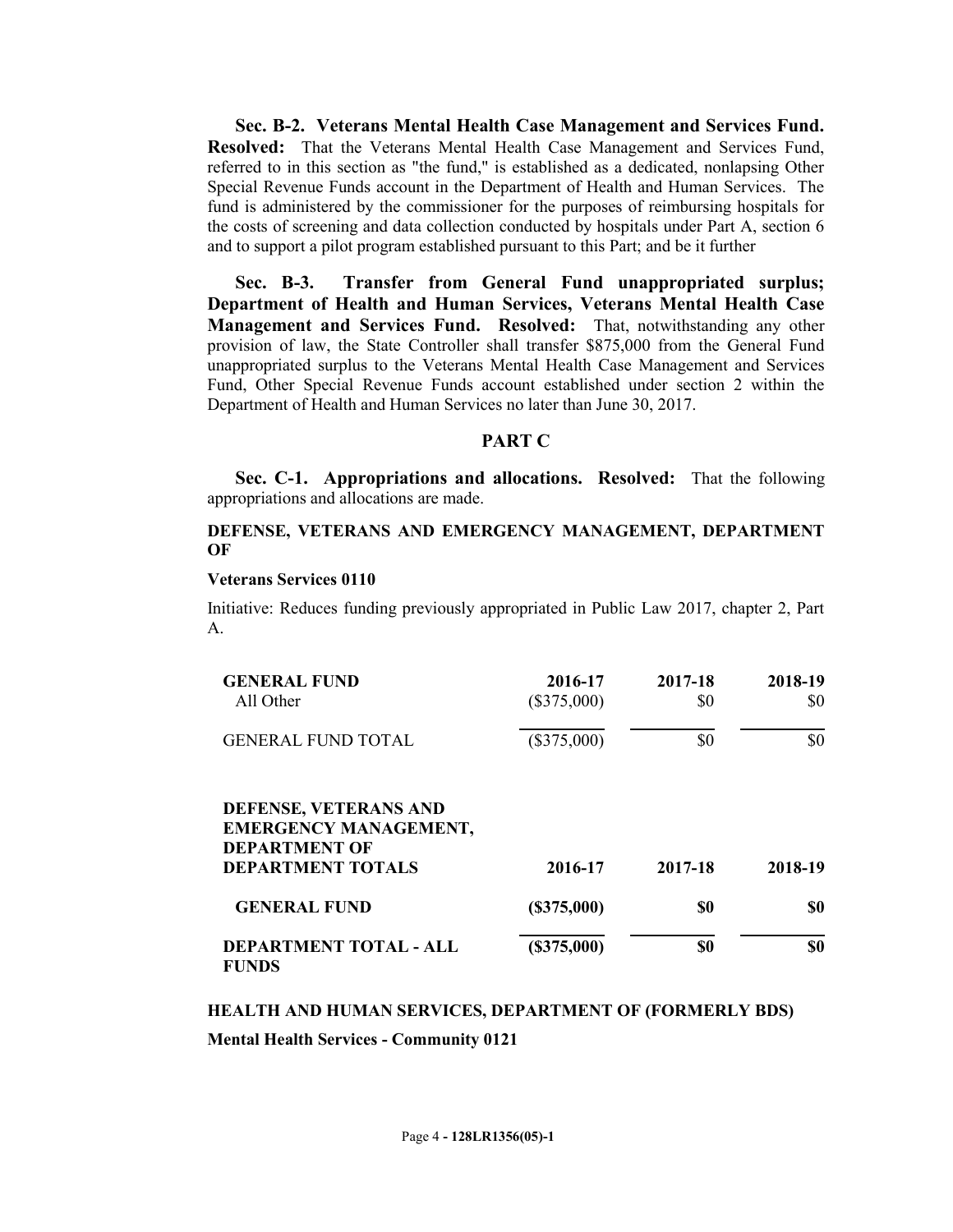**Sec. B-2. Veterans Mental Health Case Management and Services Fund. Resolved:** That the Veterans Mental Health Case Management and Services Fund, referred to in this section as "the fund," is established as a dedicated, nonlapsing Other Special Revenue Funds account in the Department of Health and Human Services. The fund is administered by the commissioner for the purposes of reimbursing hospitals for the costs of screening and data collection conducted by hospitals under Part A, section 6 and to support a pilot program established pursuant to this Part; and be it further

**Sec. B-3. Transfer from General Fund unappropriated surplus; Department of Health and Human Services, Veterans Mental Health Case Management and Services Fund. Resolved:** That, notwithstanding any other provision of law, the State Controller shall transfer $875,000 from the General Fund unappropriated surplus to the Veterans Mental Health Case Management and Services Fund, Other Special Revenue Funds account established under section 2 within the Department of Health and Human Services no later than June 30, 2017.

## PART C

**Sec. C-1. Appropriations and allocations. Resolved:** That the following appropriations and allocations are made.

**DEFENSE, VETERANS AND EMERGENCY MANAGEMENT, DEPARTMENT OF**

**Veterans Services 0110**

Initiative: Reduces funding previously appropriated in Public Law 2017, chapter 2, Part A.

| **GENERAL FUND** | **2016-17** | **2017-18** | **2018-19** |
|---|---|---|---|
| All Other | ($375,000) | $0 | $0 |
| GENERAL FUND TOTAL | ($375,000) | $0 | $0 |

| **DEFENSE, VETERANS AND EMERGENCY MANAGEMENT, DEPARTMENT OF DEPARTMENT TOTALS** | **2016-17** | **2017-18** | **2018-19** |
|---|---|---|---|
| **GENERAL FUND** | **($375,000)** | **$0** | **$0** |
| **DEPARTMENT TOTAL - ALL FUNDS** | **($375,000)** | **$0** | **$0** |

**HEALTH AND HUMAN SERVICES, DEPARTMENT OF (FORMERLY BDS)**

**Mental Health Services - Community 0121**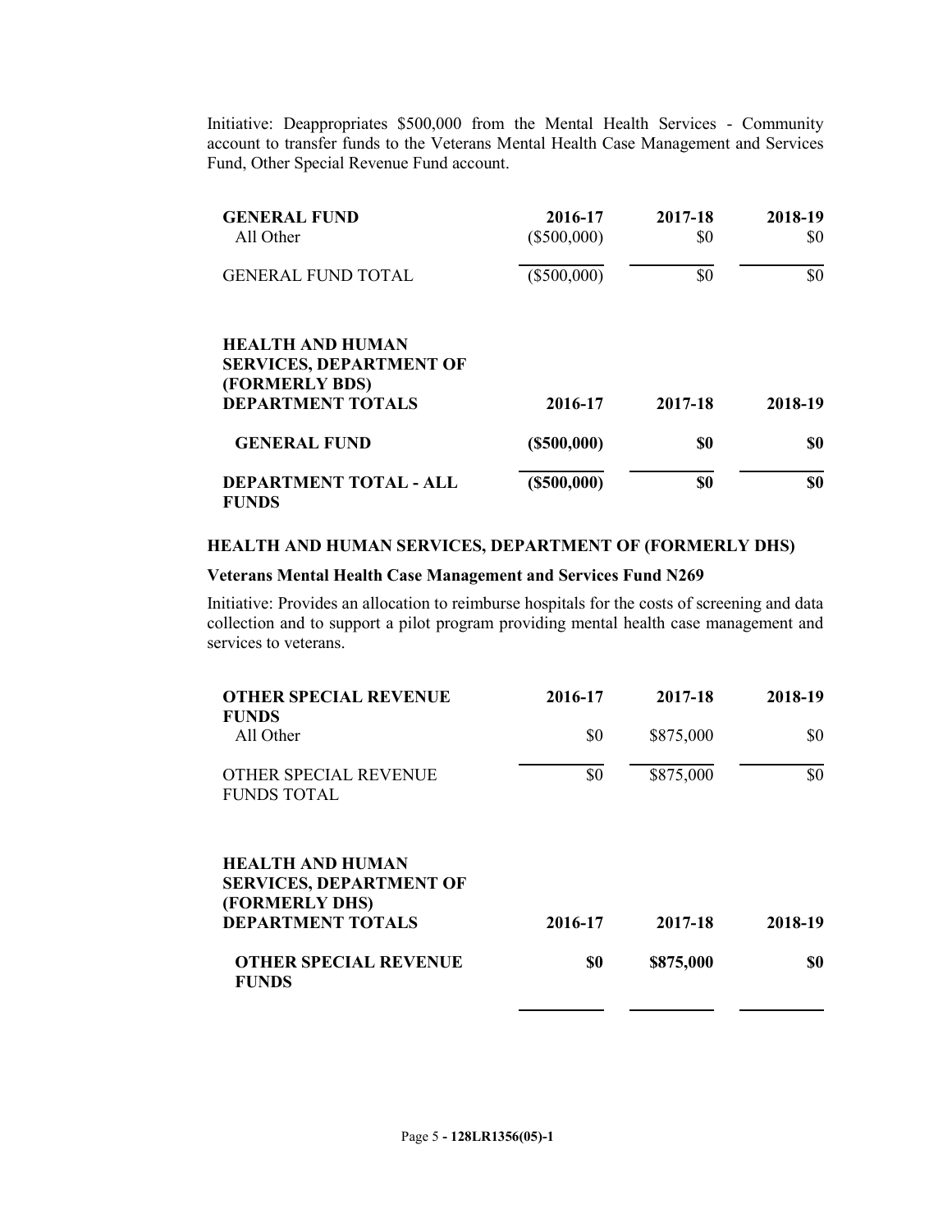Initiative: Deappropriates $500,000 from the Mental Health Services - Community account to transfer funds to the Veterans Mental Health Case Management and Services Fund, Other Special Revenue Fund account.

| **GENERAL FUND** | **2016-17** | **2017-18** | **2018-19** |
|---|---|---|---|
| All Other | ($500,000) | $0 | $0 |
| GENERAL FUND TOTAL | ($500,000) | $0 | $0 |

| **HEALTH AND HUMAN SERVICES, DEPARTMENT OF (FORMERLY BDS) DEPARTMENT TOTALS** | **2016-17** | **2017-18** | **2018-19** |
|---|---|---|---|
| **GENERAL FUND** | **($500,000)** | **$0** | **$0** |
| **DEPARTMENT TOTAL - ALL FUNDS** | **($500,000)** | **$0** | **$0** |

### HEALTH AND HUMAN SERVICES, DEPARTMENT OF (FORMERLY DHS)

#### Veterans Mental Health Case Management and Services Fund N269

Initiative: Provides an allocation to reimburse hospitals for the costs of screening and data collection and to support a pilot program providing mental health case management and services to veterans.

| **OTHER SPECIAL REVENUE FUNDS** | **2016-17** | **2017-18** | **2018-19** |
|---|---|---|---|
| All Other | $0 | $875,000 | $0 |
| OTHER SPECIAL REVENUE FUNDS TOTAL | $0 | $875,000 | $0 |

| **HEALTH AND HUMAN SERVICES, DEPARTMENT OF (FORMERLY DHS) DEPARTMENT TOTALS** | **2016-17** | **2017-18** | **2018-19** |
|---|---|---|---|
| **OTHER SPECIAL REVENUE FUNDS** | **$0** | **$875,000** | **$0** |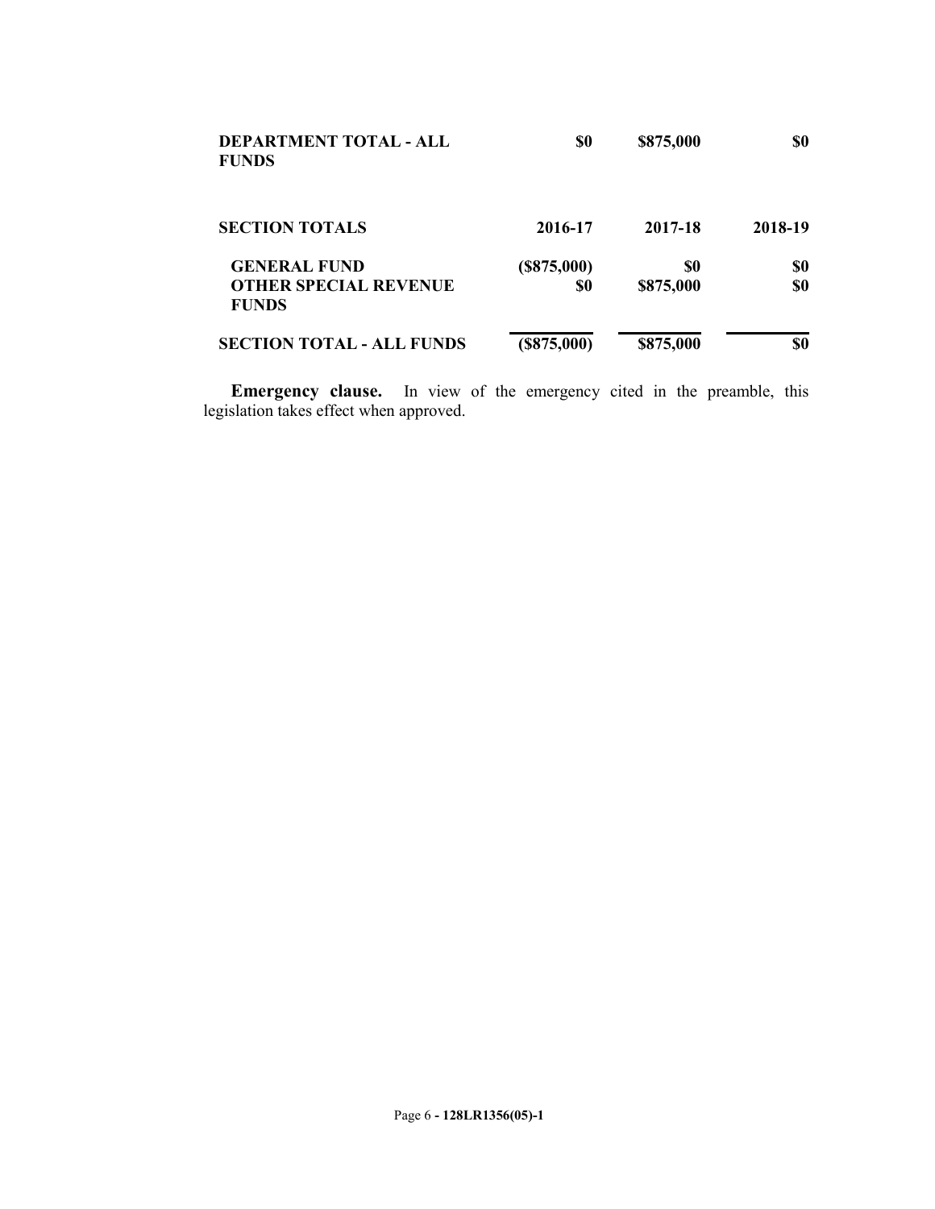| | | | |
|---|---|---|---|
| **DEPARTMENT TOTAL - ALL FUNDS** | **$0** | **$875,000** | **$0** |

| **SECTION TOTALS** | **2016-17** | **2017-18** | **2018-19** |
|---|---|---|---|
| **GENERAL FUND** | **($875,000)** | **$0** | **$0** |
| **OTHER SPECIAL REVENUE FUNDS** | **$0** | **$875,000** | **$0** |
| **SECTION TOTAL - ALL FUNDS** | **($875,000)** | **$875,000** | **$0** |

**Emergency clause.** In view of the emergency cited in the preamble, this legislation takes effect when approved.